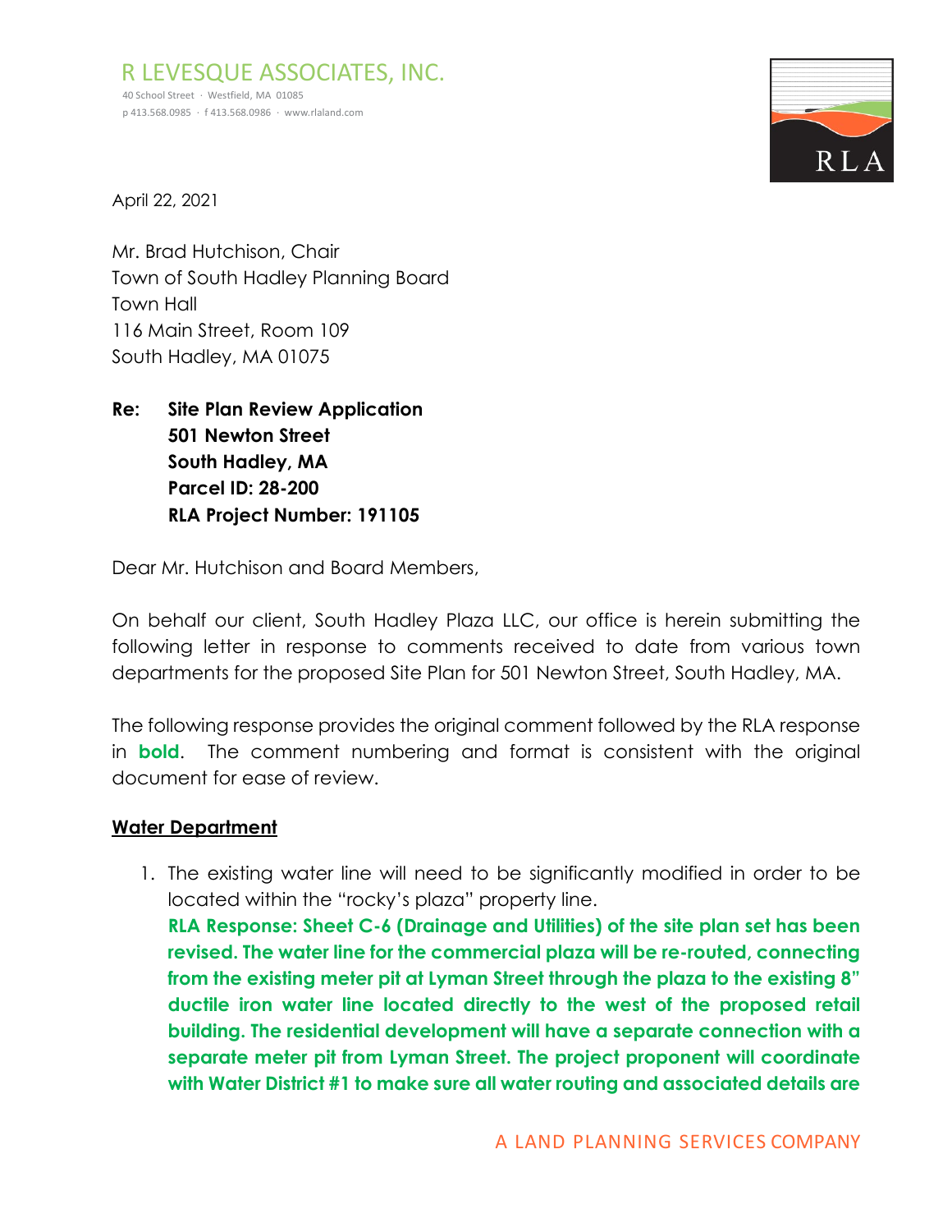R LEVESQUE ASSOCIATES, INC.
40 School Street · Westfield, MA 01085
p 413.568.0985 · f 413.568.0986 · www.rlaland.com

April 22, 2021

Mr. Brad Hutchison, Chair
Town of South Hadley Planning Board
Town Hall
116 Main Street, Room 109
South Hadley, MA 01075

**Re: Site Plan Review Application**
**501 Newton Street**
**South Hadley, MA**
**Parcel ID: 28-200**
**RLA Project Number: 191105**

Dear Mr. Hutchison and Board Members,

On behalf our client, South Hadley Plaza LLC, our office is herein submitting the following letter in response to comments received to date from various town departments for the proposed Site Plan for 501 Newton Street, South Hadley, MA.

The following response provides the original comment followed by the RLA response in **bold**. The comment numbering and format is consistent with the original document for ease of review.

## Water Department

1. The existing water line will need to be significantly modified in order to be located within the "rocky's plaza" property line.
**RLA Response: Sheet C-6 (Drainage and Utilities) of the site plan set has been revised. The water line for the commercial plaza will be re-routed, connecting from the existing meter pit at Lyman Street through the plaza to the existing 8" ductile iron water line located directly to the west of the proposed retail building. The residential development will have a separate connection with a separate meter pit from Lyman Street. The project proponent will coordinate with Water District #1 to make sure all water routing and associated details are**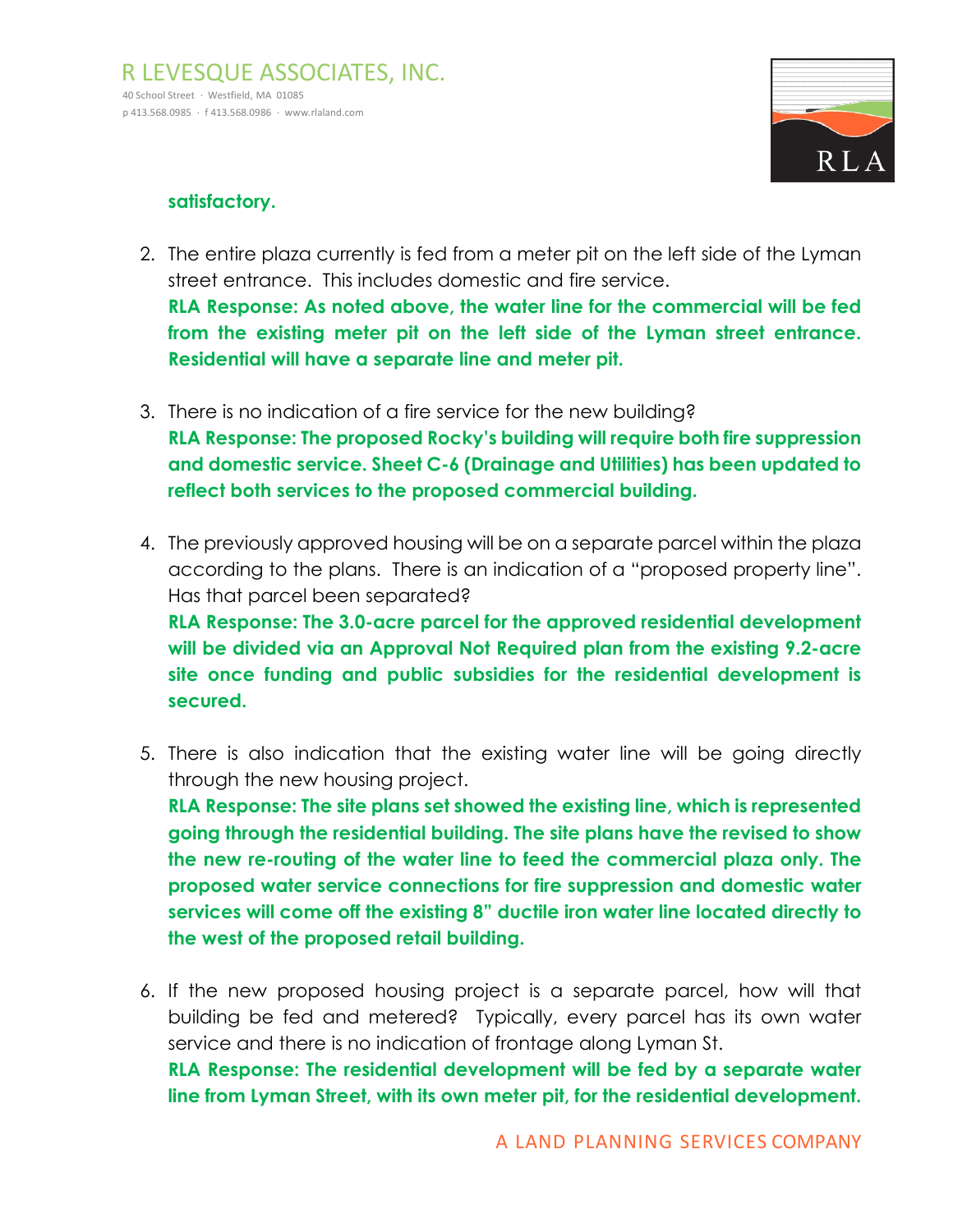**satisfactory.**

2. The entire plaza currently is fed from a meter pit on the left side of the Lyman street entrance. This includes domestic and fire service.
   **RLA Response: As noted above, the water line for the commercial will be fed from the existing meter pit on the left side of the Lyman street entrance. Residential will have a separate line and meter pit.**

3. There is no indication of a fire service for the new building?
   **RLA Response: The proposed Rocky's building will require both fire suppression and domestic service. Sheet C-6 (Drainage and Utilities) has been updated to reflect both services to the proposed commercial building.**

4. The previously approved housing will be on a separate parcel within the plaza according to the plans. There is an indication of a "proposed property line". Has that parcel been separated?
   **RLA Response: The 3.0-acre parcel for the approved residential development will be divided via an Approval Not Required plan from the existing 9.2-acre site once funding and public subsidies for the residential development is secured.**

5. There is also indication that the existing water line will be going directly through the new housing project.
   **RLA Response: The site plans set showed the existing line, which is represented going through the residential building. The site plans have the revised to show the new re-routing of the water line to feed the commercial plaza only. The proposed water service connections for fire suppression and domestic water services will come off the existing 8" ductile iron water line located directly to the west of the proposed retail building.**

6. If the new proposed housing project is a separate parcel, how will that building be fed and metered? Typically, every parcel has its own water service and there is no indication of frontage along Lyman St.
   **RLA Response: The residential development will be fed by a separate water line from Lyman Street, with its own meter pit, for the residential development.**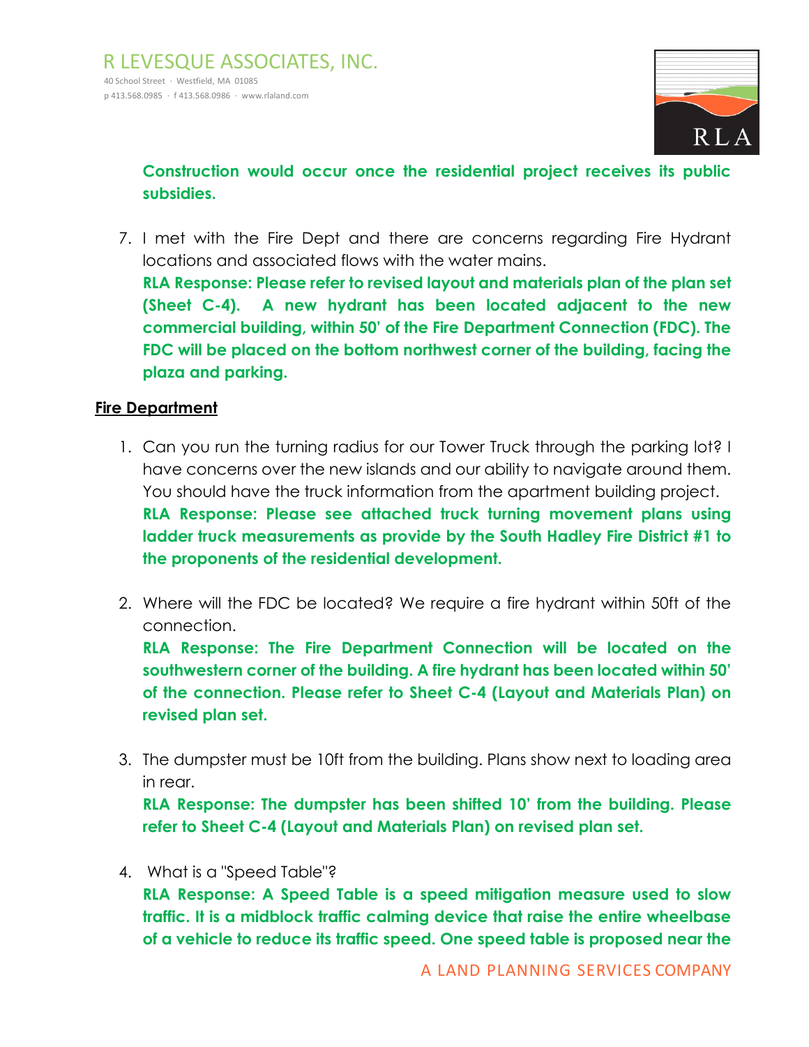**Construction would occur once the residential project receives its public subsidies.**

7. I met with the Fire Dept and there are concerns regarding Fire Hydrant locations and associated flows with the water mains.
   **RLA Response: Please refer to revised layout and materials plan of the plan set (Sheet C-4). A new hydrant has been located adjacent to the new commercial building, within 50' of the Fire Department Connection (FDC). The FDC will be placed on the bottom northwest corner of the building, facing the plaza and parking.**

**Fire Department**

1. Can you run the turning radius for our Tower Truck through the parking lot? I have concerns over the new islands and our ability to navigate around them. You should have the truck information from the apartment building project.
   **RLA Response: Please see attached truck turning movement plans using ladder truck measurements as provide by the South Hadley Fire District #1 to the proponents of the residential development.**

2. Where will the FDC be located? We require a fire hydrant within 50ft of the connection.
   **RLA Response: The Fire Department Connection will be located on the southwestern corner of the building. A fire hydrant has been located within 50' of the connection. Please refer to Sheet C-4 (Layout and Materials Plan) on revised plan set.**

3. The dumpster must be 10ft from the building. Plans show next to loading area in rear.
   **RLA Response: The dumpster has been shifted 10' from the building. Please refer to Sheet C-4 (Layout and Materials Plan) on revised plan set.**

4. What is a "Speed Table"?
   **RLA Response: A Speed Table is a speed mitigation measure used to slow traffic. It is a midblock traffic calming device that raise the entire wheelbase of a vehicle to reduce its traffic speed. One speed table is proposed near the**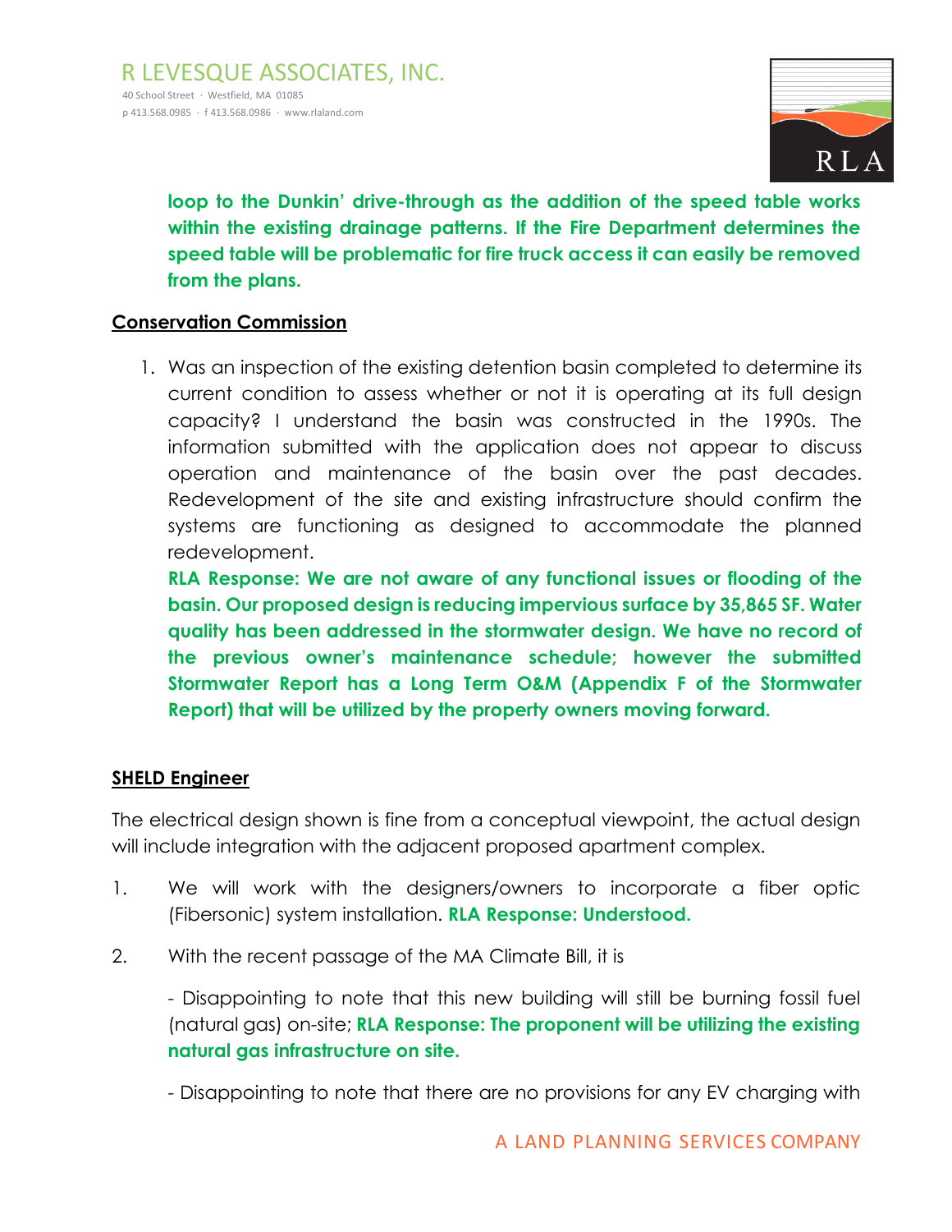**loop to the Dunkin' drive-through as the addition of the speed table works within the existing drainage patterns. If the Fire Department determines the speed table will be problematic for fire truck access it can easily be removed from the plans.**

## Conservation Commission

1. Was an inspection of the existing detention basin completed to determine its current condition to assess whether or not it is operating at its full design capacity? I understand the basin was constructed in the 1990s. The information submitted with the application does not appear to discuss operation and maintenance of the basin over the past decades. Redevelopment of the site and existing infrastructure should confirm the systems are functioning as designed to accommodate the planned redevelopment.
   **RLA Response: We are not aware of any functional issues or flooding of the basin. Our proposed design is reducing impervious surface by 35,865 SF. Water quality has been addressed in the stormwater design. We have no record of the previous owner's maintenance schedule; however the submitted Stormwater Report has a Long Term O&M (Appendix F of the Stormwater Report) that will be utilized by the property owners moving forward.**

## SHELD Engineer

The electrical design shown is fine from a conceptual viewpoint, the actual design will include integration with the adjacent proposed apartment complex.

1. We will work with the designers/owners to incorporate a fiber optic (Fibersonic) system installation. **RLA Response: Understood.**

2. With the recent passage of the MA Climate Bill, it is

   - Disappointing to note that this new building will still be burning fossil fuel (natural gas) on-site; **RLA Response: The proponent will be utilizing the existing natural gas infrastructure on site.**

   - Disappointing to note that there are no provisions for any EV charging with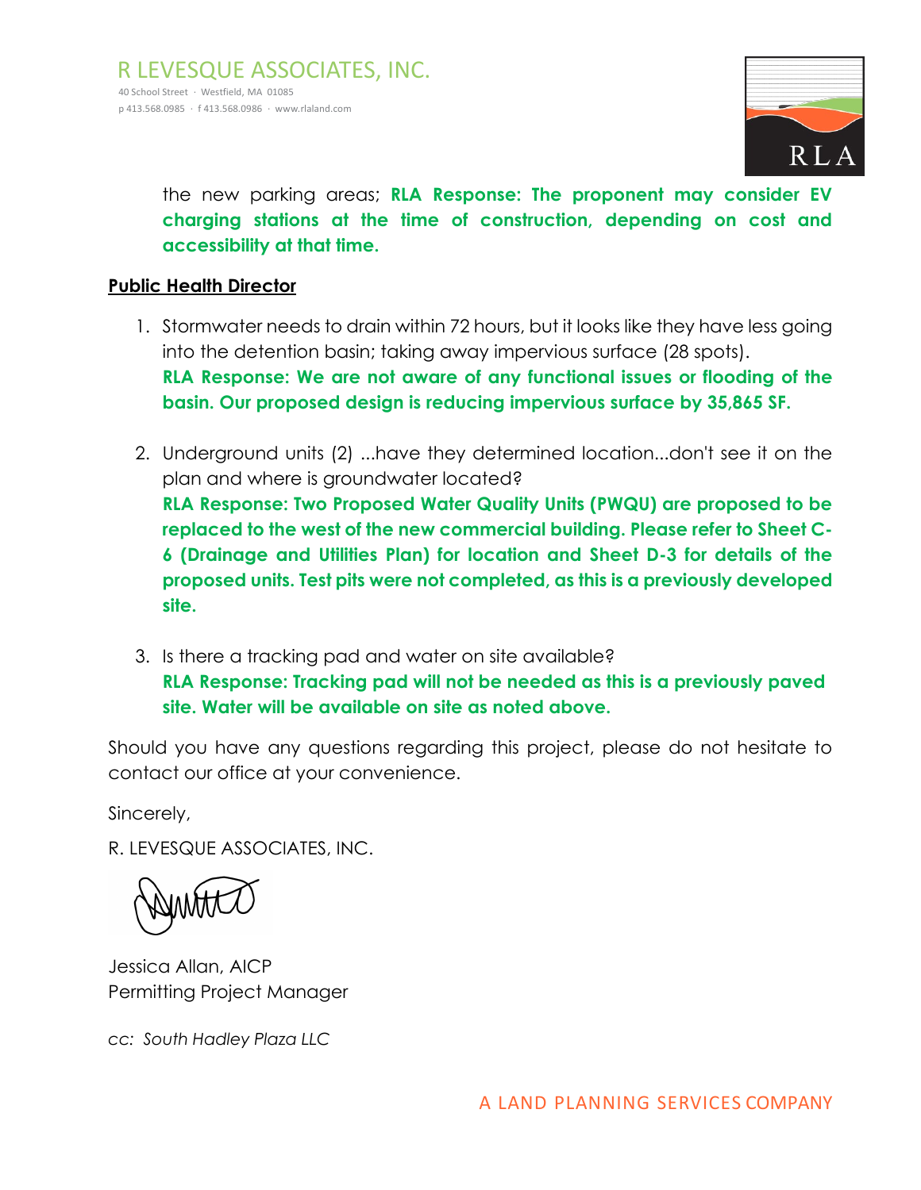the new parking areas; **RLA Response: The proponent may consider EV charging stations at the time of construction, depending on cost and accessibility at that time.**

**Public Health Director**

1. Stormwater needs to drain within 72 hours, but it looks like they have less going into the detention basin; taking away impervious surface (28 spots).
   **RLA Response: We are not aware of any functional issues or flooding of the basin. Our proposed design is reducing impervious surface by 35,865 SF.**

2. Underground units (2) ...have they determined location...don't see it on the plan and where is groundwater located?
   **RLA Response: Two Proposed Water Quality Units (PWQU) are proposed to be replaced to the west of the new commercial building. Please refer to Sheet C-6 (Drainage and Utilities Plan) for location and Sheet D-3 for details of the proposed units. Test pits were not completed, as this is a previously developed site.**

3. Is there a tracking pad and water on site available?
   **RLA Response: Tracking pad will not be needed as this is a previously paved site. Water will be available on site as noted above.**

Should you have any questions regarding this project, please do not hesitate to contact our office at your convenience.

Sincerely,

R. LEVESQUE ASSOCIATES, INC.

Jessica Allan, AICP
Permitting Project Manager

*cc: South Hadley Plaza LLC*